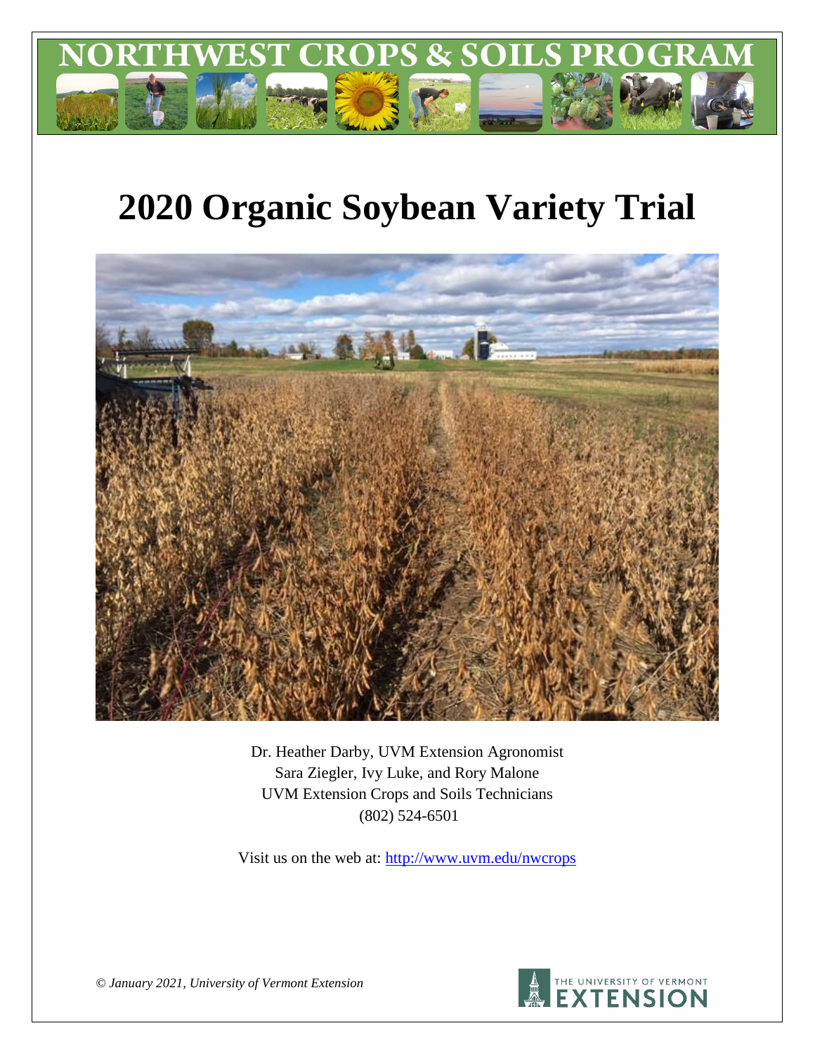# NORTHWEST CROPS & SOILS PROGRAM

# 2020 Organic Soybean Variety Trial

Dr. Heather Darby, UVM Extension Agronomist
Sara Ziegler, Ivy Luke, and Rory Malone
UVM Extension Crops and Soils Technicians
(802) 524-6501

Visit us on the web at: http://www.uvm.edu/nwcrops

*© January 2021, University of Vermont Extension*

THE UNIVERSITY OF VERMONT EXTENSION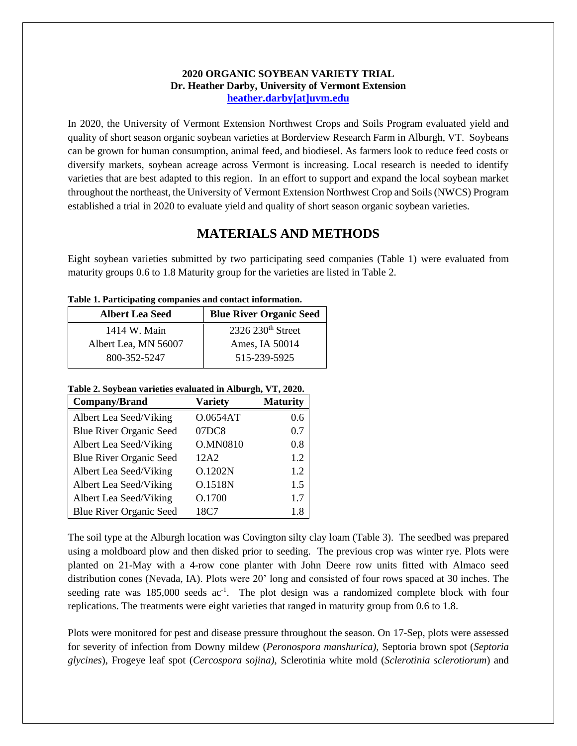**2020 ORGANIC SOYBEAN VARIETY TRIAL**
**Dr. Heather Darby, University of Vermont Extension**
**heather.darby[at]uvm.edu**

In 2020, the University of Vermont Extension Northwest Crops and Soils Program evaluated yield and quality of short season organic soybean varieties at Borderview Research Farm in Alburgh, VT. Soybeans can be grown for human consumption, animal feed, and biodiesel. As farmers look to reduce feed costs or diversify markets, soybean acreage across Vermont is increasing. Local research is needed to identify varieties that are best adapted to this region. In an effort to support and expand the local soybean market throughout the northeast, the University of Vermont Extension Northwest Crop and Soils (NWCS) Program established a trial in 2020 to evaluate yield and quality of short season organic soybean varieties.

## MATERIALS AND METHODS

Eight soybean varieties submitted by two participating seed companies (Table 1) were evaluated from maturity groups 0.6 to 1.8 Maturity group for the varieties are listed in Table 2.

**Table 1. Participating companies and contact information.**

| Albert Lea Seed | Blue River Organic Seed |
|---|---|
| 1414 W. Main | 2326 230th Street |
| Albert Lea, MN 56007 | Ames, IA 50014 |
| 800-352-5247 | 515-239-5925 |

**Table 2. Soybean varieties evaluated in Alburgh, VT, 2020.**

| Company/Brand | Variety | Maturity |
|---|---|---|
| Albert Lea Seed/Viking | O.0654AT | 0.6 |
| Blue River Organic Seed | 07DC8 | 0.7 |
| Albert Lea Seed/Viking | O.MN0810 | 0.8 |
| Blue River Organic Seed | 12A2 | 1.2 |
| Albert Lea Seed/Viking | O.1202N | 1.2 |
| Albert Lea Seed/Viking | O.1518N | 1.5 |
| Albert Lea Seed/Viking | O.1700 | 1.7 |
| Blue River Organic Seed | 18C7 | 1.8 |

The soil type at the Alburgh location was Covington silty clay loam (Table 3). The seedbed was prepared using a moldboard plow and then disked prior to seeding. The previous crop was winter rye. Plots were planted on 21-May with a 4-row cone planter with John Deere row units fitted with Almaco seed distribution cones (Nevada, IA). Plots were 20' long and consisted of four rows spaced at 30 inches. The seeding rate was 185,000 seeds $ac^{-1}$. The plot design was a randomized complete block with four replications. The treatments were eight varieties that ranged in maturity group from 0.6 to 1.8.

Plots were monitored for pest and disease pressure throughout the season. On 17-Sep, plots were assessed for severity of infection from Downy mildew (*Peronospora manshurica),* Septoria brown spot (*Septoria glycines*), Frogeye leaf spot (*Cercospora sojina),* Sclerotinia white mold (*Sclerotinia sclerotiorum*) and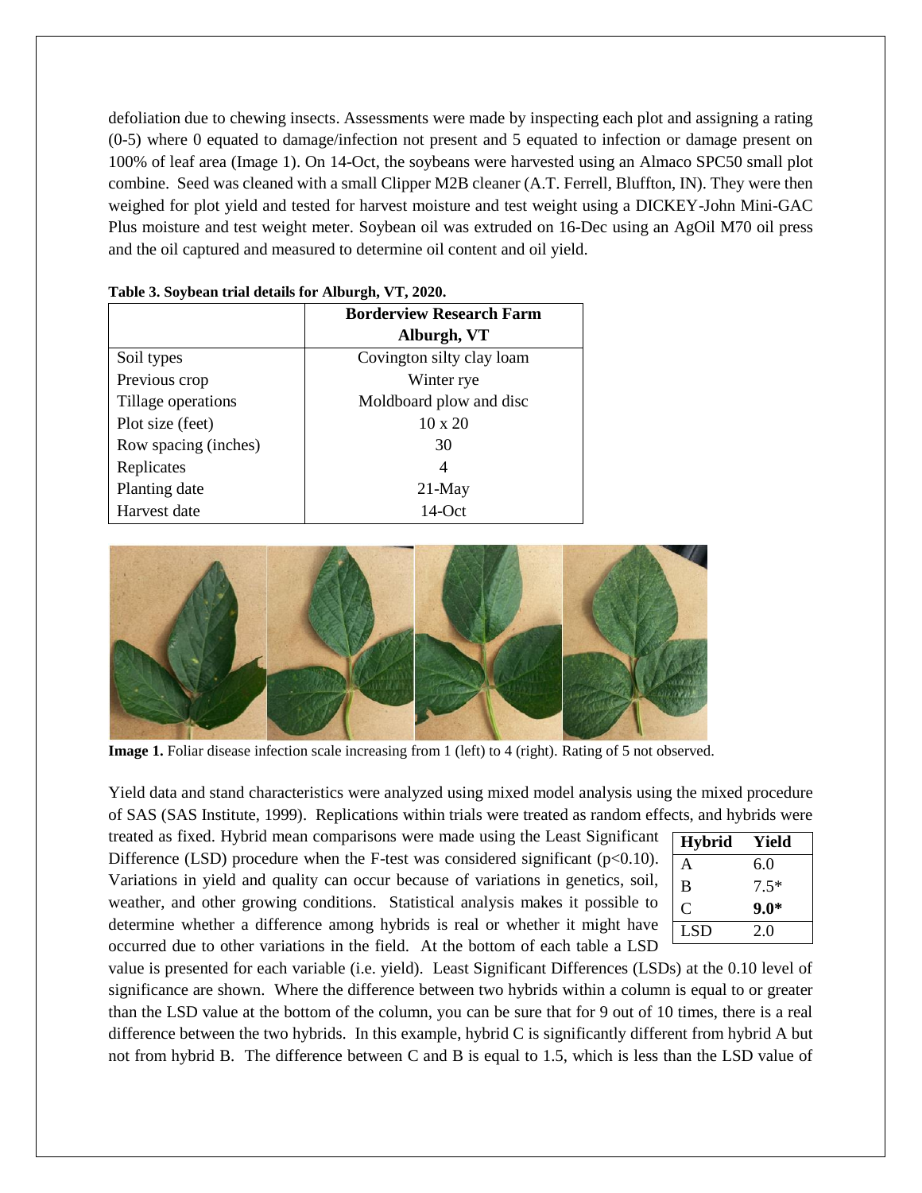defoliation due to chewing insects. Assessments were made by inspecting each plot and assigning a rating (0-5) where 0 equated to damage/infection not present and 5 equated to infection or damage present on 100% of leaf area (Image 1). On 14-Oct, the soybeans were harvested using an Almaco SPC50 small plot combine. Seed was cleaned with a small Clipper M2B cleaner (A.T. Ferrell, Bluffton, IN). They were then weighed for plot yield and tested for harvest moisture and test weight using a DICKEY-John Mini-GAC Plus moisture and test weight meter. Soybean oil was extruded on 16-Dec using an AgOil M70 oil press and the oil captured and measured to determine oil content and oil yield.

**Table 3. Soybean trial details for Alburgh, VT, 2020.**

| | Borderview Research Farm Alburgh, VT |
|---|---|
| Soil types | Covington silty clay loam |
| Previous crop | Winter rye |
| Tillage operations | Moldboard plow and disc |
| Plot size (feet) | 10 x 20 |
| Row spacing (inches) | 30 |
| Replicates | 4 |
| Planting date | 21-May |
| Harvest date | 14-Oct |

**Image 1.** Foliar disease infection scale increasing from 1 (left) to 4 (right). Rating of 5 not observed.

Yield data and stand characteristics were analyzed using mixed model analysis using the mixed procedure of SAS (SAS Institute, 1999). Replications within trials were treated as random effects, and hybrids were treated as fixed. Hybrid mean comparisons were made using the Least Significant Difference (LSD) procedure when the F-test was considered significant ($p<0.10$). Variations in yield and quality can occur because of variations in genetics, soil, weather, and other growing conditions. Statistical analysis makes it possible to determine whether a difference among hybrids is real or whether it might have occurred due to other variations in the field. At the bottom of each table a LSD value is presented for each variable (i.e. yield). Least Significant Differences (LSDs) at the 0.10 level of significance are shown. Where the difference between two hybrids within a column is equal to or greater than the LSD value at the bottom of the column, you can be sure that for 9 out of 10 times, there is a real difference between the two hybrids. In this example, hybrid C is significantly different from hybrid A but not from hybrid B. The difference between C and B is equal to 1.5, which is less than the LSD value of

| Hybrid | Yield |
|---|---|
| A | 6.0 |
| B | 7.5* |
| C | **9.0*** |
| LSD | 2.0 |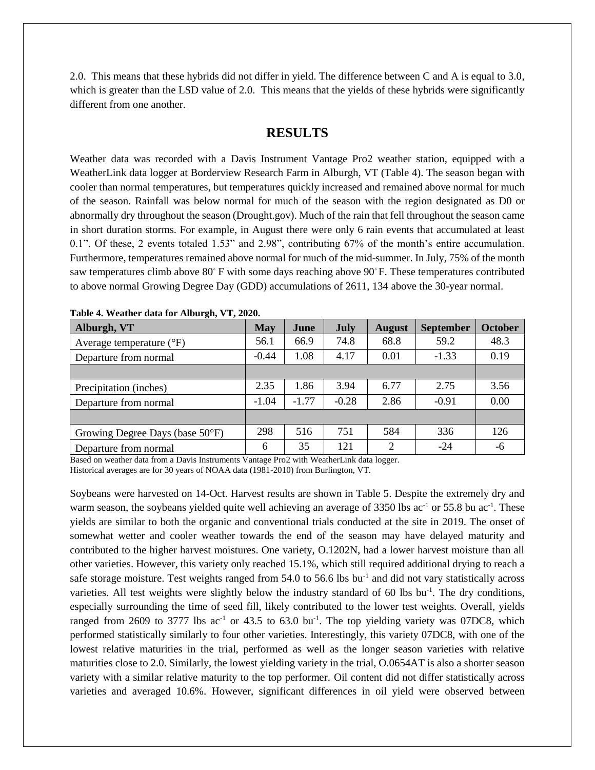2.0. This means that these hybrids did not differ in yield. The difference between C and A is equal to 3.0, which is greater than the LSD value of 2.0. This means that the yields of these hybrids were significantly different from one another.

## RESULTS

Weather data was recorded with a Davis Instrument Vantage Pro2 weather station, equipped with a WeatherLink data logger at Borderview Research Farm in Alburgh, VT (Table 4). The season began with cooler than normal temperatures, but temperatures quickly increased and remained above normal for much of the season. Rainfall was below normal for much of the season with the region designated as D0 or abnormally dry throughout the season (Drought.gov). Much of the rain that fell throughout the season came in short duration storms. For example, in August there were only 6 rain events that accumulated at least 0.1". Of these, 2 events totaled 1.53" and 2.98", contributing 67% of the month's entire accumulation. Furthermore, temperatures remained above normal for much of the mid-summer. In July, 75% of the month saw temperatures climb above 80° F with some days reaching above 90° F. These temperatures contributed to above normal Growing Degree Day (GDD) accumulations of 2611, 134 above the 30-year normal.

**Table 4. Weather data for Alburgh, VT, 2020.**

| Alburgh, VT | May | June | July | August | September | October |
|---|---|---|---|---|---|---|
| Average temperature (°F) | 56.1 | 66.9 | 74.8 | 68.8 | 59.2 | 48.3 |
| Departure from normal | -0.44 | 1.08 | 4.17 | 0.01 | -1.33 | 0.19 |
| | | | | | | |
| Precipitation (inches) | 2.35 | 1.86 | 3.94 | 6.77 | 2.75 | 3.56 |
| Departure from normal | -1.04 | -1.77 | -0.28 | 2.86 | -0.91 | 0.00 |
| | | | | | | |
| Growing Degree Days (base 50°F) | 298 | 516 | 751 | 584 | 336 | 126 |
| Departure from normal | 6 | 35 | 121 | 2 | -24 | -6 |

Based on weather data from a Davis Instruments Vantage Pro2 with WeatherLink data logger.
Historical averages are for 30 years of NOAA data (1981-2010) from Burlington, VT.

Soybeans were harvested on 14-Oct. Harvest results are shown in Table 5. Despite the extremely dry and warm season, the soybeans yielded quite well achieving an average of 3350 lbs $ac^{-1}$ or 55.8 bu $ac^{-1}$. These yields are similar to both the organic and conventional trials conducted at the site in 2019. The onset of somewhat wetter and cooler weather towards the end of the season may have delayed maturity and contributed to the higher harvest moistures. One variety, O.1202N, had a lower harvest moisture than all other varieties. However, this variety only reached 15.1%, which still required additional drying to reach a safe storage moisture. Test weights ranged from 54.0 to 56.6 lbs $bu^{-1}$ and did not vary statistically across varieties. All test weights were slightly below the industry standard of 60 lbs $bu^{-1}$. The dry conditions, especially surrounding the time of seed fill, likely contributed to the lower test weights. Overall, yields ranged from 2609 to 3777 lbs $ac^{-1}$ or 43.5 to 63.0 $bu^{-1}$. The top yielding variety was 07DC8, which performed statistically similarly to four other varieties. Interestingly, this variety 07DC8, with one of the lowest relative maturities in the trial, performed as well as the longer season varieties with relative maturities close to 2.0. Similarly, the lowest yielding variety in the trial, O.0654AT is also a shorter season variety with a similar relative maturity to the top performer. Oil content did not differ statistically across varieties and averaged 10.6%. However, significant differences in oil yield were observed between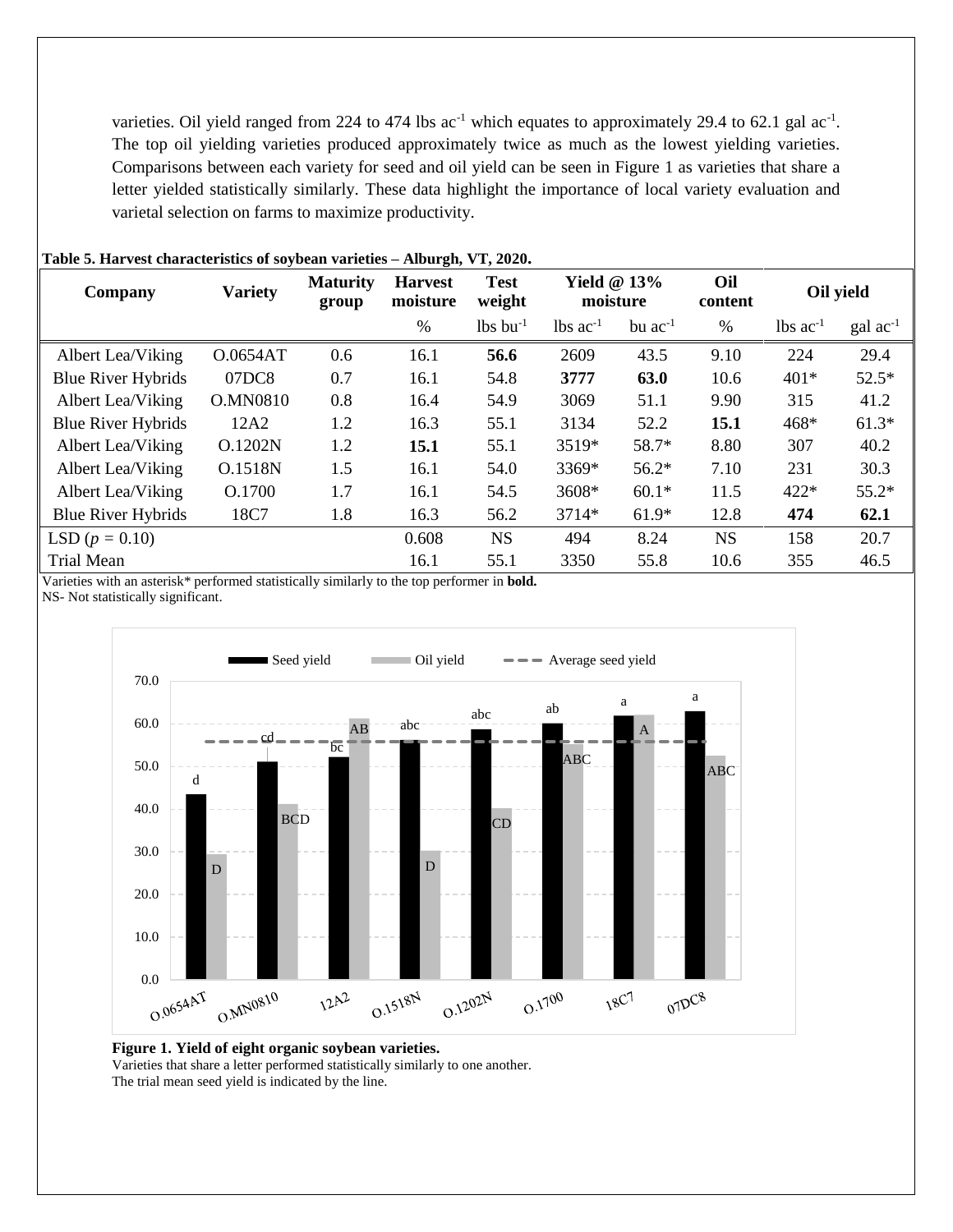varieties. Oil yield ranged from 224 to 474 lbs ac$^{-1}$ which equates to approximately 29.4 to 62.1 gal ac$^{-1}$. The top oil yielding varieties produced approximately twice as much as the lowest yielding varieties. Comparisons between each variety for seed and oil yield can be seen in Figure 1 as varieties that share a letter yielded statistically similarly. These data highlight the importance of local variety evaluation and varietal selection on farms to maximize productivity.

**Table 5. Harvest characteristics of soybean varieties – Alburgh, VT, 2020.**

| Company | Variety | Maturity group | Harvest moisture | Test weight | Yield @ 13% moisture | | Oil content | Oil yield | |
|---|---|---|---|---|---|---|---|---|---|
| | | | % | lbs bu$^{-1}$ | lbs ac$^{-1}$ | bu ac$^{-1}$ | % | lbs ac$^{-1}$ | gal ac$^{-1}$ |
| Albert Lea/Viking | O.0654AT | 0.6 | 16.1 | **56.6** | 2609 | 43.5 | 9.10 | 224 | 29.4 |
| Blue River Hybrids | 07DC8 | 0.7 | 16.1 | 54.8 | **3777** | **63.0** | 10.6 | 401* | 52.5* |
| Albert Lea/Viking | O.MN0810 | 0.8 | 16.4 | 54.9 | 3069 | 51.1 | 9.90 | 315 | 41.2 |
| Blue River Hybrids | 12A2 | 1.2 | 16.3 | 55.1 | 3134 | 52.2 | **15.1** | 468* | 61.3* |
| Albert Lea/Viking | O.1202N | 1.2 | **15.1** | 55.1 | 3519* | 58.7* | 8.80 | 307 | 40.2 |
| Albert Lea/Viking | O.1518N | 1.5 | 16.1 | 54.0 | 3369* | 56.2* | 7.10 | 231 | 30.3 |
| Albert Lea/Viking | O.1700 | 1.7 | 16.1 | 54.5 | 3608* | 60.1* | 11.5 | 422* | 55.2* |
| Blue River Hybrids | 18C7 | 1.8 | 16.3 | 56.2 | 3714* | 61.9* | 12.8 | **474** | **62.1** |
| LSD ($p$ = 0.10) | | | 0.608 | NS | 494 | 8.24 | NS | 158 | 20.7 |
| Trial Mean | | | 16.1 | 55.1 | 3350 | 55.8 | 10.6 | 355 | 46.5 |

Varieties with an asterisk* performed statistically similarly to the top performer in **bold.**
NS- Not statistically significant.

**Figure 1. Yield of eight organic soybean varieties.**
Varieties that share a letter performed statistically similarly to one another.
The trial mean seed yield is indicated by the line.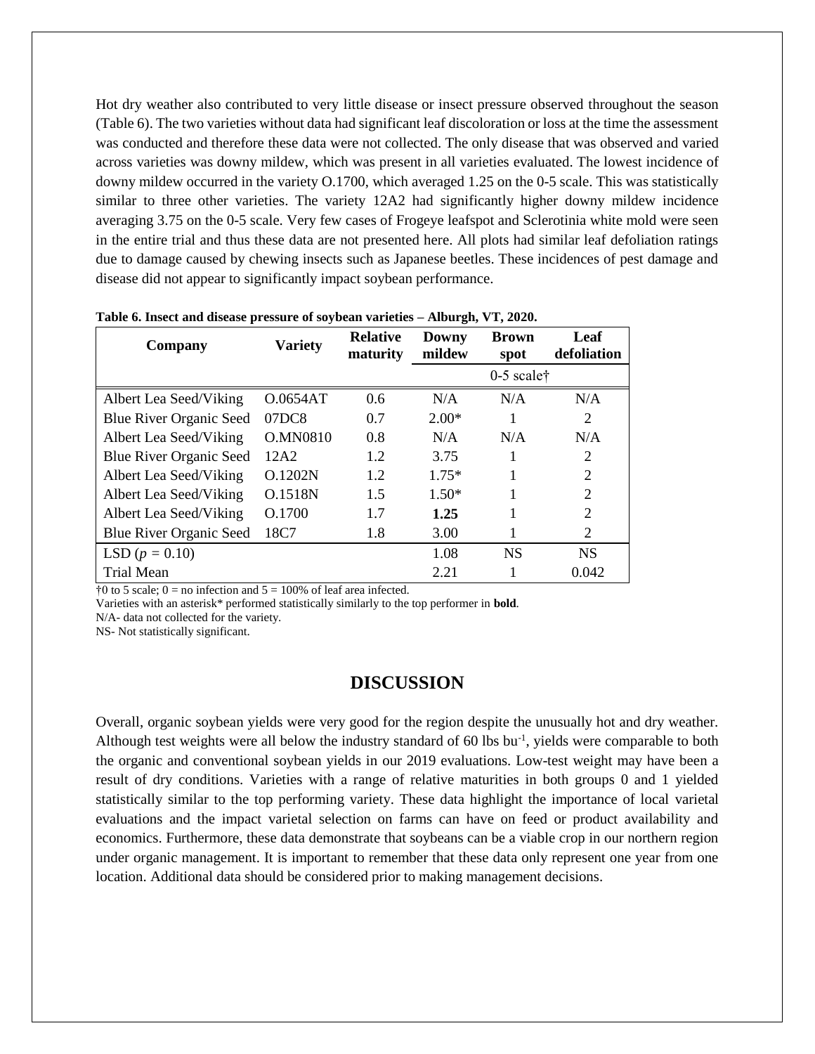Hot dry weather also contributed to very little disease or insect pressure observed throughout the season (Table 6). The two varieties without data had significant leaf discoloration or loss at the time the assessment was conducted and therefore these data were not collected. The only disease that was observed and varied across varieties was downy mildew, which was present in all varieties evaluated. The lowest incidence of downy mildew occurred in the variety O.1700, which averaged 1.25 on the 0-5 scale. This was statistically similar to three other varieties. The variety 12A2 had significantly higher downy mildew incidence averaging 3.75 on the 0-5 scale. Very few cases of Frogeye leafspot and Sclerotinia white mold were seen in the entire trial and thus these data are not presented here. All plots had similar leaf defoliation ratings due to damage caused by chewing insects such as Japanese beetles. These incidences of pest damage and disease did not appear to significantly impact soybean performance.

**Table 6. Insect and disease pressure of soybean varieties – Alburgh, VT, 2020.**

| Company | Variety | Relative maturity | Downy mildew | Brown spot | Leaf defoliation |
|---|---|---|---|---|---|
| | | | 0-5 scale† | | |
| Albert Lea Seed/Viking | O.0654AT | 0.6 | N/A | N/A | N/A |
| Blue River Organic Seed | 07DC8 | 0.7 | 2.00* | 1 | 2 |
| Albert Lea Seed/Viking | O.MN0810 | 0.8 | N/A | N/A | N/A |
| Blue River Organic Seed | 12A2 | 1.2 | 3.75 | 1 | 2 |
| Albert Lea Seed/Viking | O.1202N | 1.2 | 1.75* | 1 | 2 |
| Albert Lea Seed/Viking | O.1518N | 1.5 | 1.50* | 1 | 2 |
| Albert Lea Seed/Viking | O.1700 | 1.7 | **1.25** | 1 | 2 |
| Blue River Organic Seed | 18C7 | 1.8 | 3.00 | 1 | 2 |
| LSD ($p$ = 0.10) | | | 1.08 | NS | NS |
| Trial Mean | | | 2.21 | 1 | 0.042 |

†0 to 5 scale; 0 = no infection and 5 = 100% of leaf area infected.

Varieties with an asterisk* performed statistically similarly to the top performer in **bold**.

N/A- data not collected for the variety.

NS- Not statistically significant.

## DISCUSSION

Overall, organic soybean yields were very good for the region despite the unusually hot and dry weather. Although test weights were all below the industry standard of 60 lbs $bu^{-1}$, yields were comparable to both the organic and conventional soybean yields in our 2019 evaluations. Low-test weight may have been a result of dry conditions. Varieties with a range of relative maturities in both groups 0 and 1 yielded statistically similar to the top performing variety. These data highlight the importance of local varietal evaluations and the impact varietal selection on farms can have on feed or product availability and economics. Furthermore, these data demonstrate that soybeans can be a viable crop in our northern region under organic management. It is important to remember that these data only represent one year from one location. Additional data should be considered prior to making management decisions.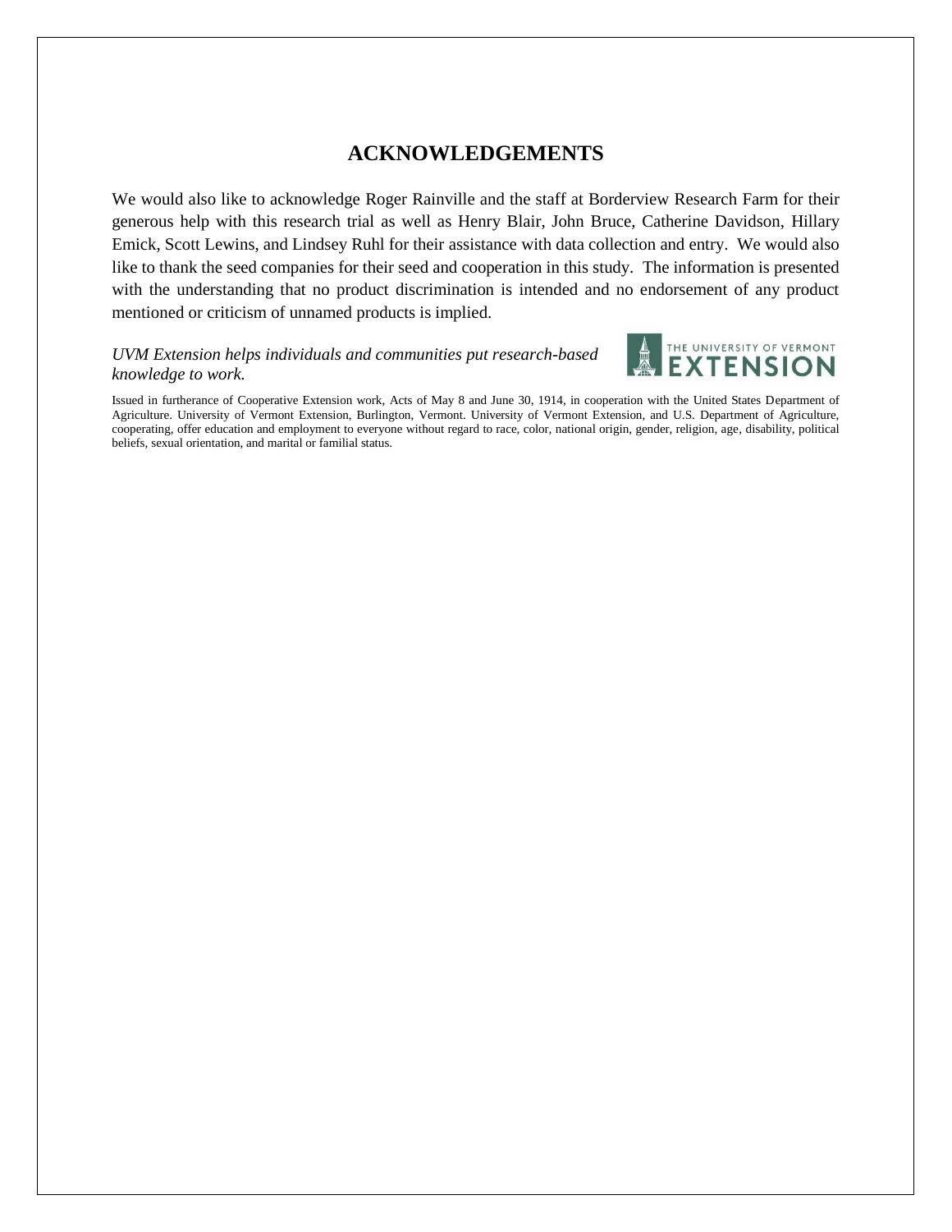## ACKNOWLEDGEMENTS

We would also like to acknowledge Roger Rainville and the staff at Borderview Research Farm for their generous help with this research trial as well as Henry Blair, John Bruce, Catherine Davidson, Hillary Emick, Scott Lewins, and Lindsey Ruhl for their assistance with data collection and entry. We would also like to thank the seed companies for their seed and cooperation in this study. The information is presented with the understanding that no product discrimination is intended and no endorsement of any product mentioned or criticism of unnamed products is implied.

*UVM Extension helps individuals and communities put research-based knowledge to work.*

THE UNIVERSITY OF VERMONT EXTENSION

Issued in furtherance of Cooperative Extension work, Acts of May 8 and June 30, 1914, in cooperation with the United States Department of Agriculture. University of Vermont Extension, Burlington, Vermont. University of Vermont Extension, and U.S. Department of Agriculture, cooperating, offer education and employment to everyone without regard to race, color, national origin, gender, religion, age, disability, political beliefs, sexual orientation, and marital or familial status.